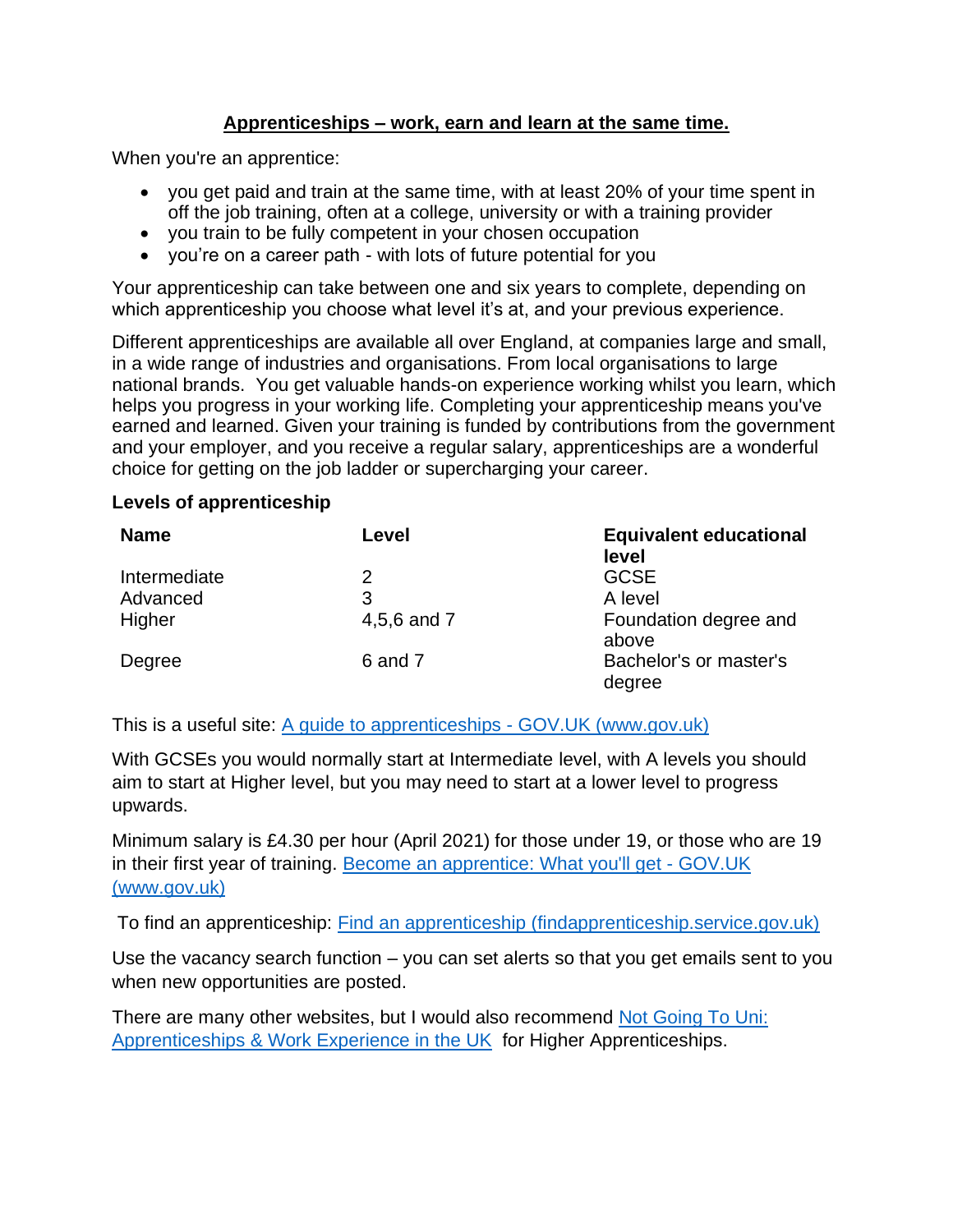# Apprenticeships – work, earn and learn at the same time.

When you're an apprentice:

- you get paid and train at the same time, with at least 20% of your time spent in off the job training, often at a college, university or with a training provider
- you train to be fully competent in your chosen occupation
- you're on a career path - with lots of future potential for you

Your apprenticeship can take between one and six years to complete, depending on which apprenticeship you choose what level it's at, and your previous experience.

Different apprenticeships are available all over England, at companies large and small, in a wide range of industries and organisations. From local organisations to large national brands. You get valuable hands-on experience working whilst you learn, which helps you progress in your working life. Completing your apprenticeship means you've earned and learned. Given your training is funded by contributions from the government and your employer, and you receive a regular salary, apprenticeships are a wonderful choice for getting on the job ladder or supercharging your career.

**Levels of apprenticeship**

| Name | Level | Equivalent educational level |
|---|---|---|
| Intermediate | 2 | GCSE |
| Advanced | 3 | A level |
| Higher | 4,5,6 and 7 | Foundation degree and above |
| Degree | 6 and 7 | Bachelor's or master's degree |

This is a useful site: [A guide to apprenticeships - GOV.UK (www.gov.uk)]()

With GCSEs you would normally start at Intermediate level, with A levels you should aim to start at Higher level, but you may need to start at a lower level to progress upwards.

Minimum salary is £4.30 per hour (April 2021) for those under 19, or those who are 19 in their first year of training. [Become an apprentice: What you'll get - GOV.UK (www.gov.uk)]()

To find an apprenticeship: [Find an apprenticeship (findapprenticeship.service.gov.uk)]()

Use the vacancy search function – you can set alerts so that you get emails sent to you when new opportunities are posted.

There are many other websites, but I would also recommend [Not Going To Uni: Apprenticeships & Work Experience in the UK]() for Higher Apprenticeships.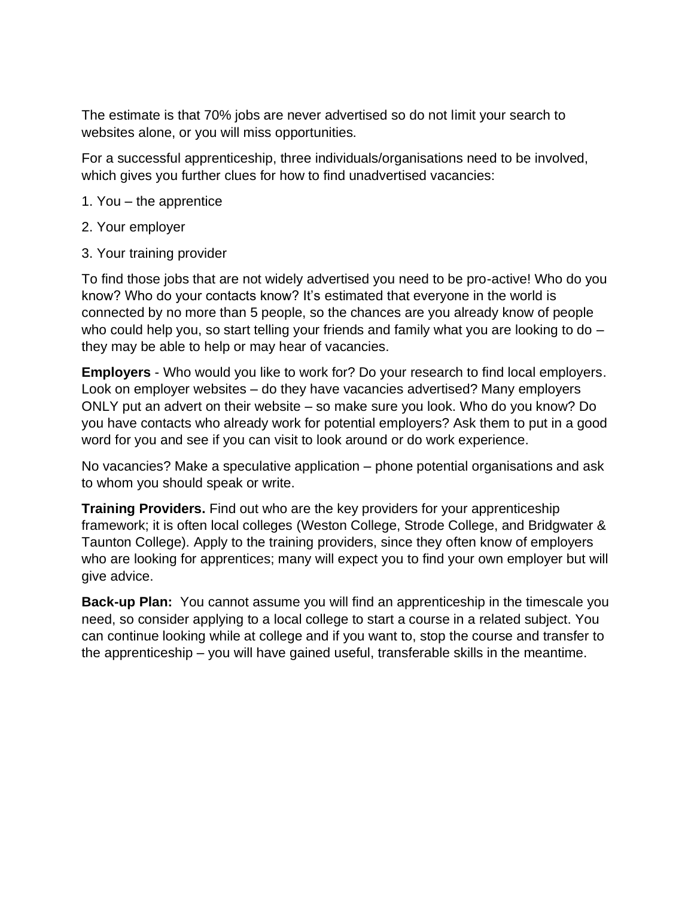The estimate is that 70% jobs are never advertised so do not limit your search to websites alone, or you will miss opportunities.

For a successful apprenticeship, three individuals/organisations need to be involved, which gives you further clues for how to find unadvertised vacancies:

1. You – the apprentice
2. Your employer
3. Your training provider

To find those jobs that are not widely advertised you need to be pro-active! Who do you know? Who do your contacts know? It's estimated that everyone in the world is connected by no more than 5 people, so the chances are you already know of people who could help you, so start telling your friends and family what you are looking to do – they may be able to help or may hear of vacancies.

**Employers** - Who would you like to work for? Do your research to find local employers. Look on employer websites – do they have vacancies advertised? Many employers ONLY put an advert on their website – so make sure you look. Who do you know? Do you have contacts who already work for potential employers? Ask them to put in a good word for you and see if you can visit to look around or do work experience.

No vacancies? Make a speculative application – phone potential organisations and ask to whom you should speak or write.

**Training Providers.** Find out who are the key providers for your apprenticeship framework; it is often local colleges (Weston College, Strode College, and Bridgwater & Taunton College). Apply to the training providers, since they often know of employers who are looking for apprentices; many will expect you to find your own employer but will give advice.

**Back-up Plan:** You cannot assume you will find an apprenticeship in the timescale you need, so consider applying to a local college to start a course in a related subject. You can continue looking while at college and if you want to, stop the course and transfer to the apprenticeship – you will have gained useful, transferable skills in the meantime.